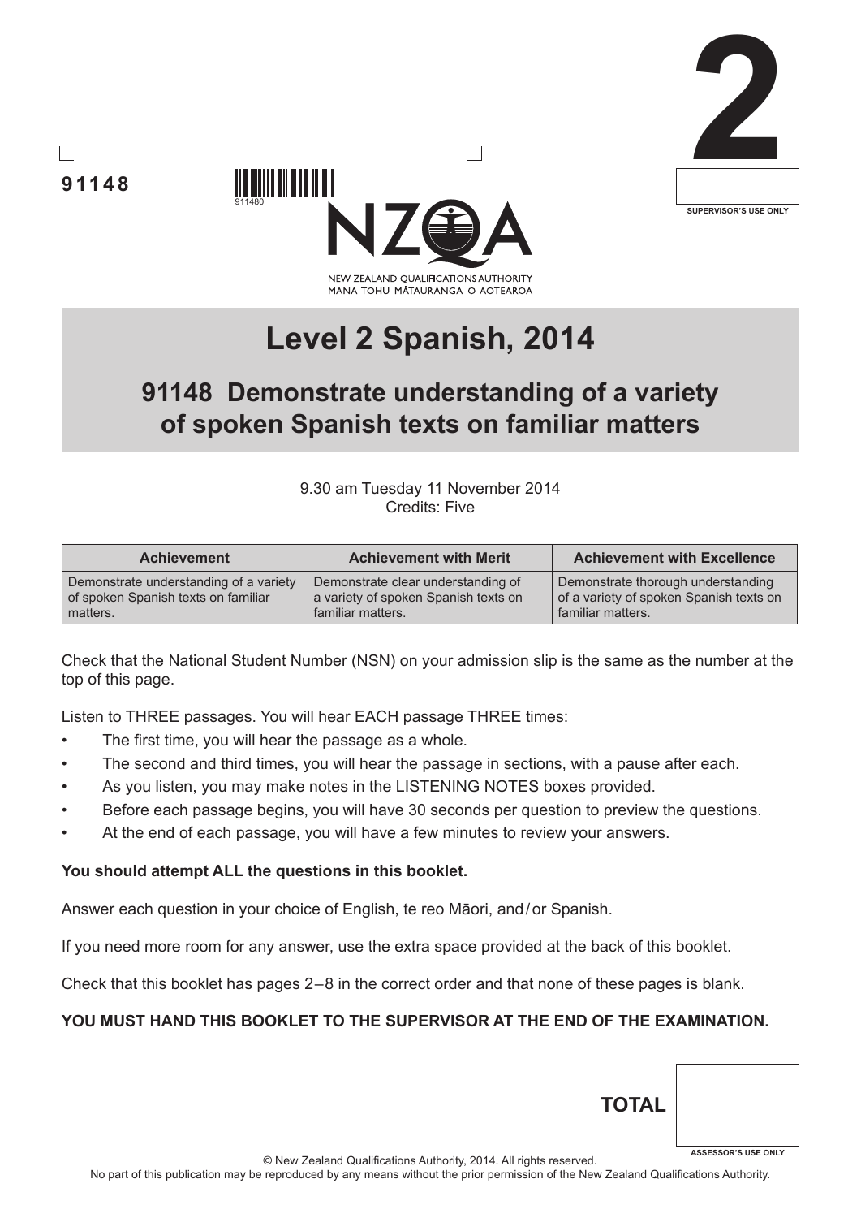91148

2

SUPERVISOR'S USE ONLY

NEW ZEALAND QUALIFICATIONS AUTHORITY
MANA TOHU MĀTAURANGA O AOTEAROA

# Level 2 Spanish, 2014

## 91148 Demonstrate understanding of a variety of spoken Spanish texts on familiar matters

9.30 am Tuesday 11 November 2014
Credits: Five

| Achievement | Achievement with Merit | Achievement with Excellence |
|---|---|---|
| Demonstrate understanding of a variety of spoken Spanish texts on familiar matters. | Demonstrate clear understanding of a variety of spoken Spanish texts on familiar matters. | Demonstrate thorough understanding of a variety of spoken Spanish texts on familiar matters. |

Check that the National Student Number (NSN) on your admission slip is the same as the number at the top of this page.

Listen to THREE passages. You will hear EACH passage THREE times:

- The first time, you will hear the passage as a whole.
- The second and third times, you will hear the passage in sections, with a pause after each.
- As you listen, you may make notes in the LISTENING NOTES boxes provided.
- Before each passage begins, you will have 30 seconds per question to preview the questions.
- At the end of each passage, you will have a few minutes to review your answers.

**You should attempt ALL the questions in this booklet.**

Answer each question in your choice of English, te reo Māori, and / or Spanish.

If you need more room for any answer, use the extra space provided at the back of this booklet.

Check that this booklet has pages 2 – 8 in the correct order and that none of these pages is blank.

**YOU MUST HAND THIS BOOKLET TO THE SUPERVISOR AT THE END OF THE EXAMINATION.**

**TOTAL**

ASSESSOR'S USE ONLY

© New Zealand Qualifications Authority, 2014. All rights reserved.
No part of this publication may be reproduced by any means without the prior permission of the New Zealand Qualifications Authority.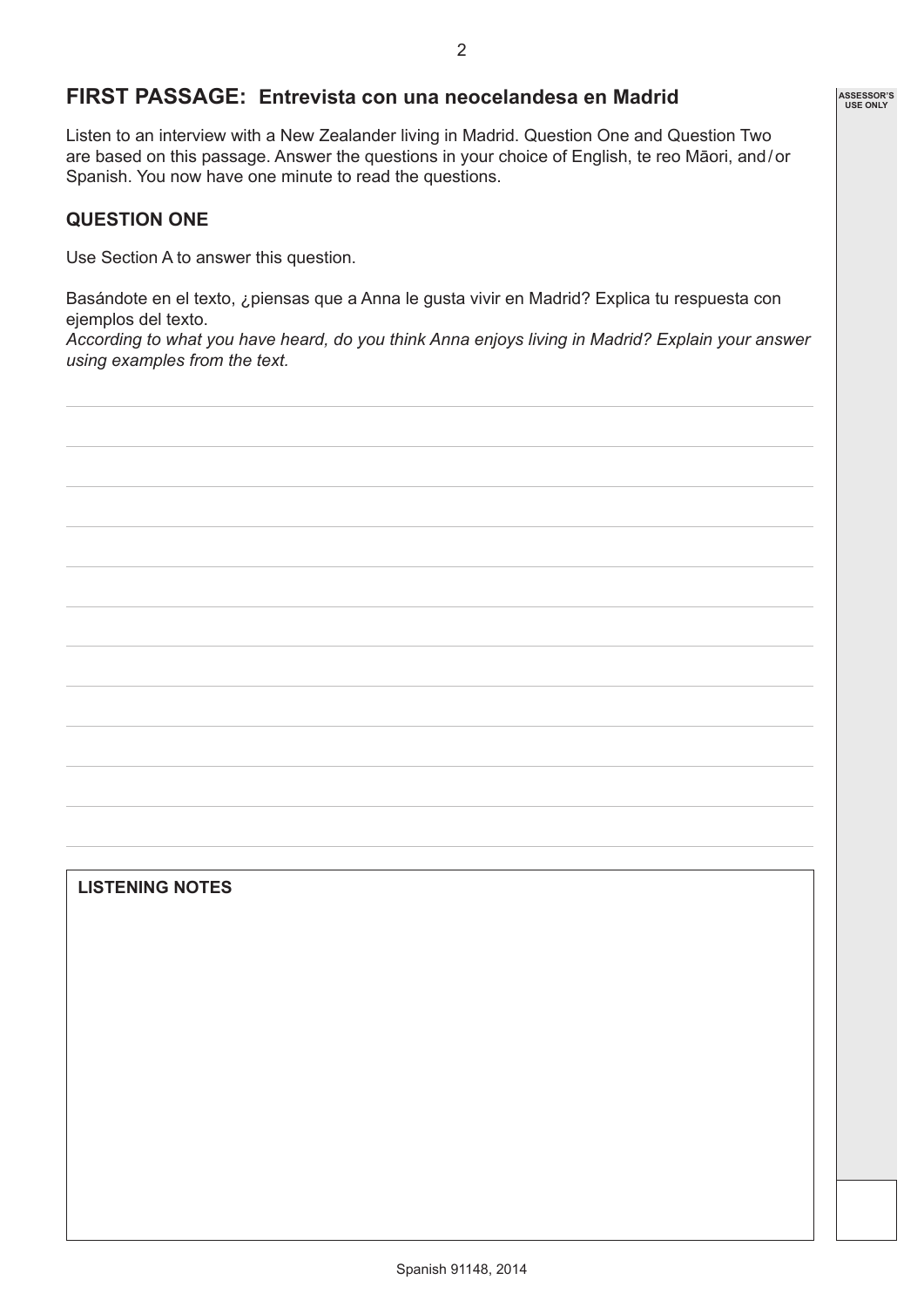## FIRST PASSAGE: Entrevista con una neocelandesa en Madrid

Listen to an interview with a New Zealander living in Madrid. Question One and Question Two are based on this passage. Answer the questions in your choice of English, te reo Māori, and / or Spanish. You now have one minute to read the questions.

### QUESTION ONE

Use Section A to answer this question.

Basándote en el texto, ¿piensas que a Anna le gusta vivir en Madrid? Explica tu respuesta con ejemplos del texto.
*According to what you have heard, do you think Anna enjoys living in Madrid? Explain your answer using examples from the text.*

**LISTENING NOTES**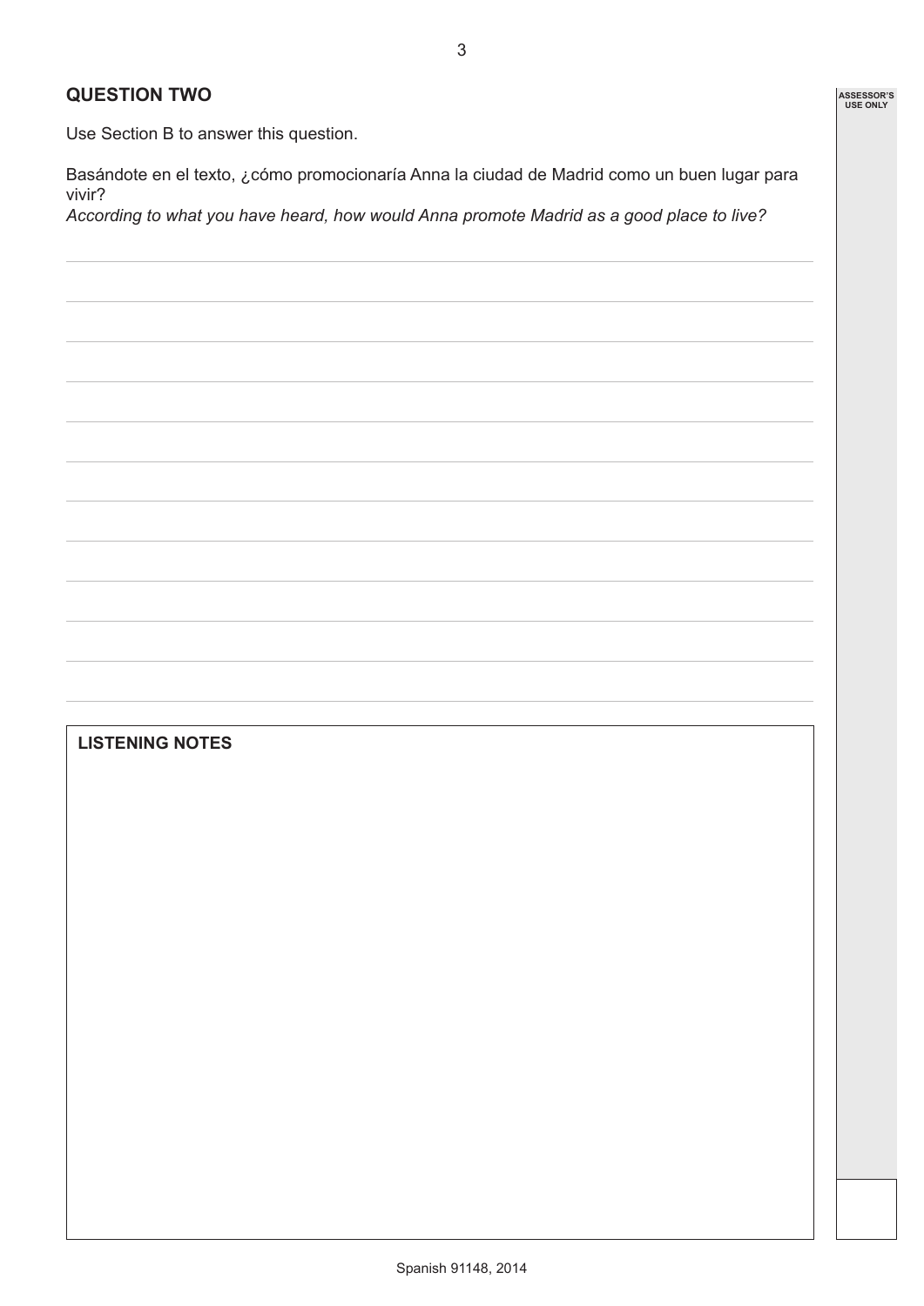## QUESTION TWO

Use Section B to answer this question.

Basándote en el texto, ¿cómo promocionaría Anna la ciudad de Madrid como un buen lugar para vivir?
*According to what you have heard, how would Anna promote Madrid as a good place to live?*

**LISTENING NOTES**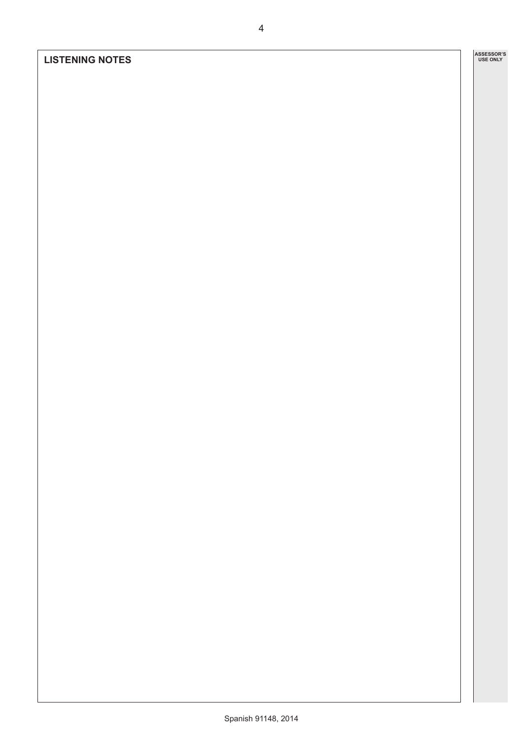**LISTENING NOTES**

ASSESSOR'S USE ONLY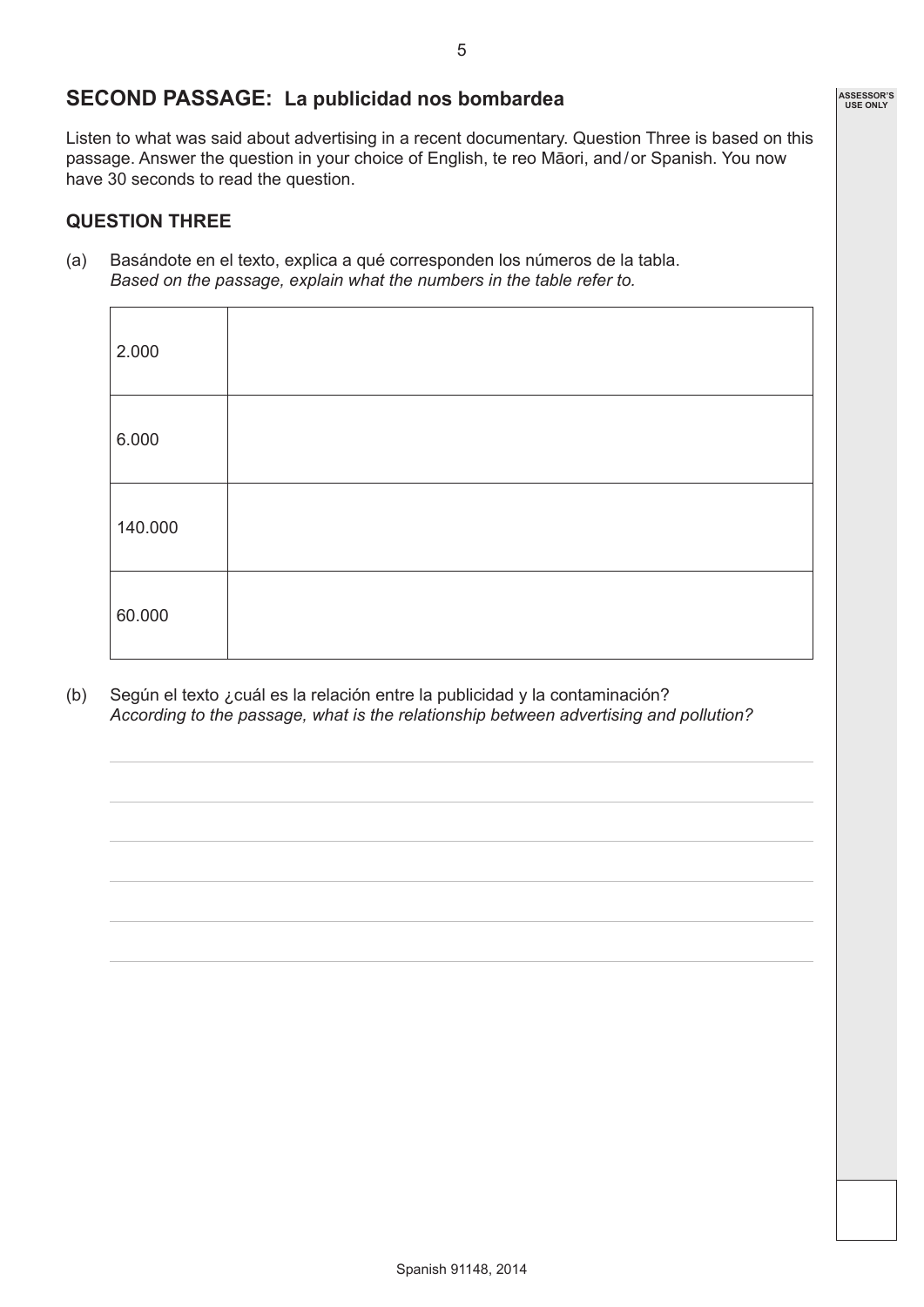## SECOND PASSAGE: La publicidad nos bombardea

Listen to what was said about advertising in a recent documentary. Question Three is based on this passage. Answer the question in your choice of English, te reo Māori, and / or Spanish. You now have 30 seconds to read the question.

### QUESTION THREE

(a) Basándote en el texto, explica a qué corresponden los números de la tabla.
*Based on the passage, explain what the numbers in the table refer to.*

| | |
|---|---|
| 2.000 | |
| 6.000 | |
| 140.000 | |
| 60.000 | |

(b) Según el texto ¿cuál es la relación entre la publicidad y la contaminación?
*According to the passage, what is the relationship between advertising and pollution?*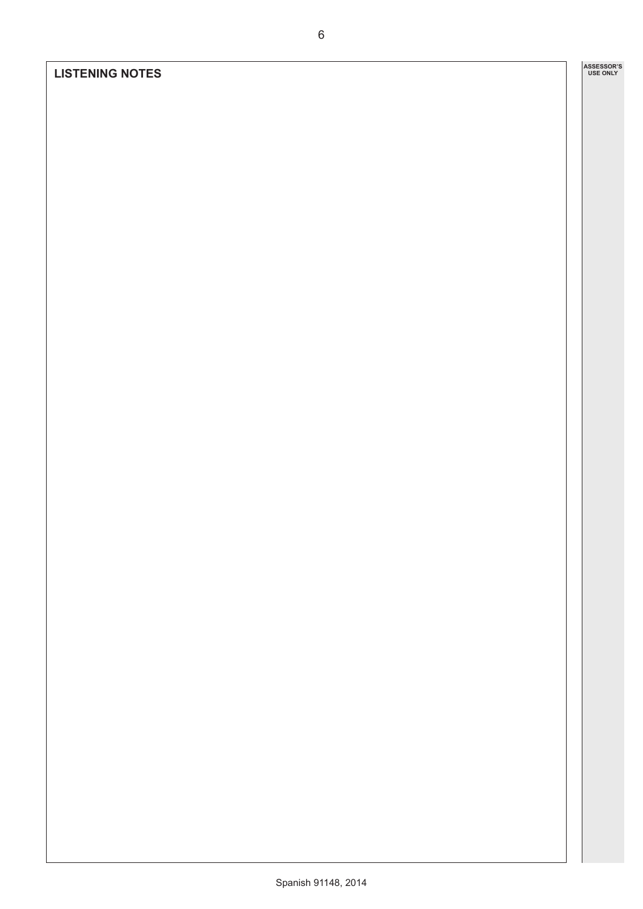**LISTENING NOTES**

ASSESSOR'S USE ONLY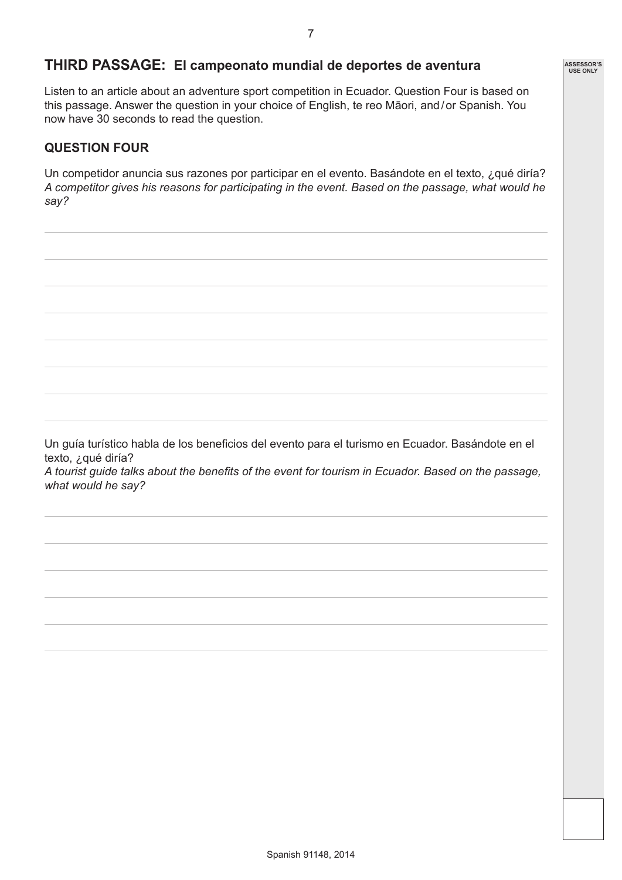## THIRD PASSAGE: El campeonato mundial de deportes de aventura

Listen to an article about an adventure sport competition in Ecuador. Question Four is based on this passage. Answer the question in your choice of English, te reo Māori, and / or Spanish. You now have 30 seconds to read the question.

### QUESTION FOUR

Un competidor anuncia sus razones por participar en el evento. Basándote en el texto, ¿qué diría?
*A competitor gives his reasons for participating in the event. Based on the passage, what would he say?*

Un guía turístico habla de los beneficios del evento para el turismo en Ecuador. Basándote en el texto, ¿qué diría?
*A tourist guide talks about the benefits of the event for tourism in Ecuador. Based on the passage, what would he say?*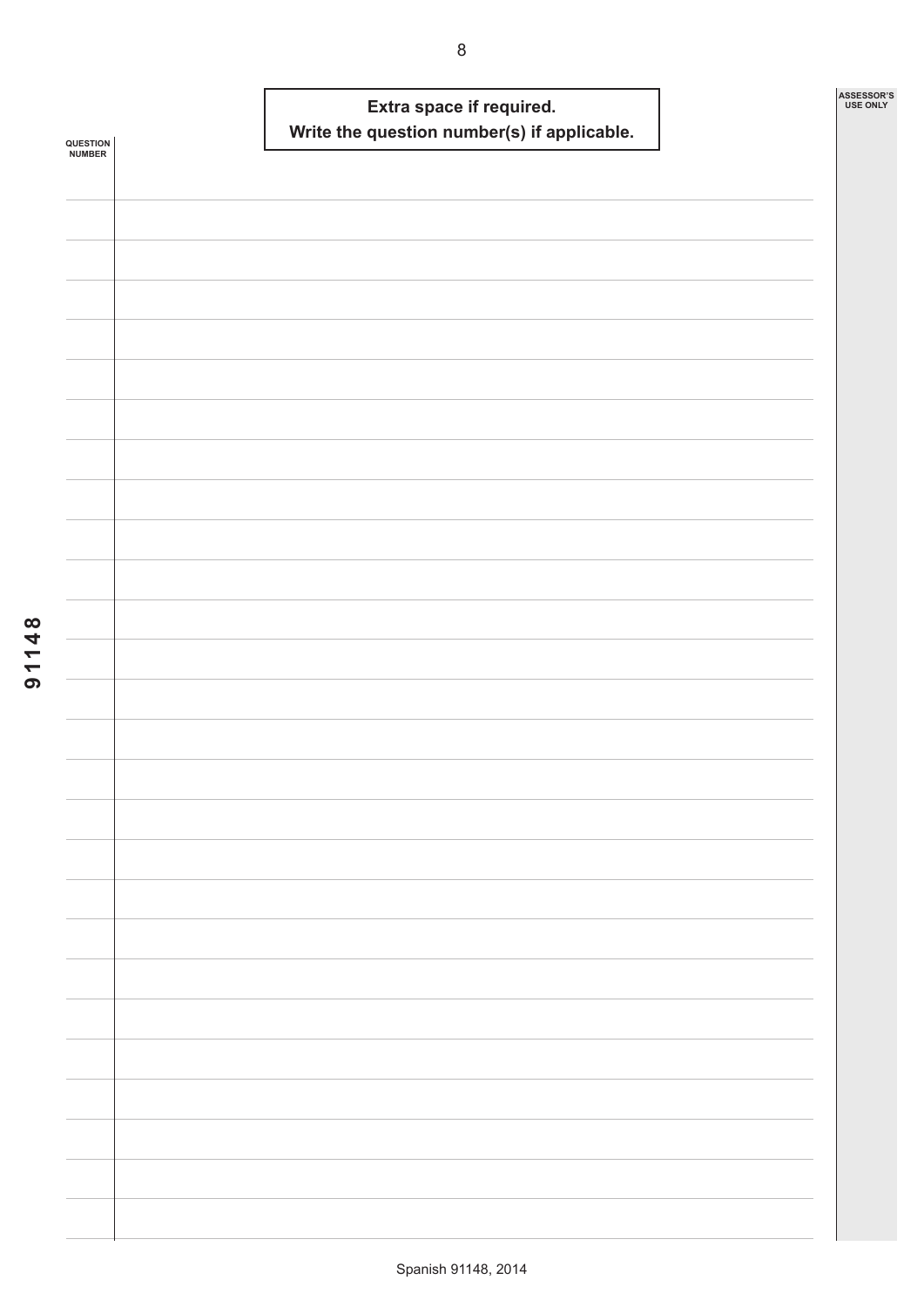**Extra space if required.**
**Write the question number(s) if applicable.**

QUESTION NUMBER

ASSESSOR'S USE ONLY

91148